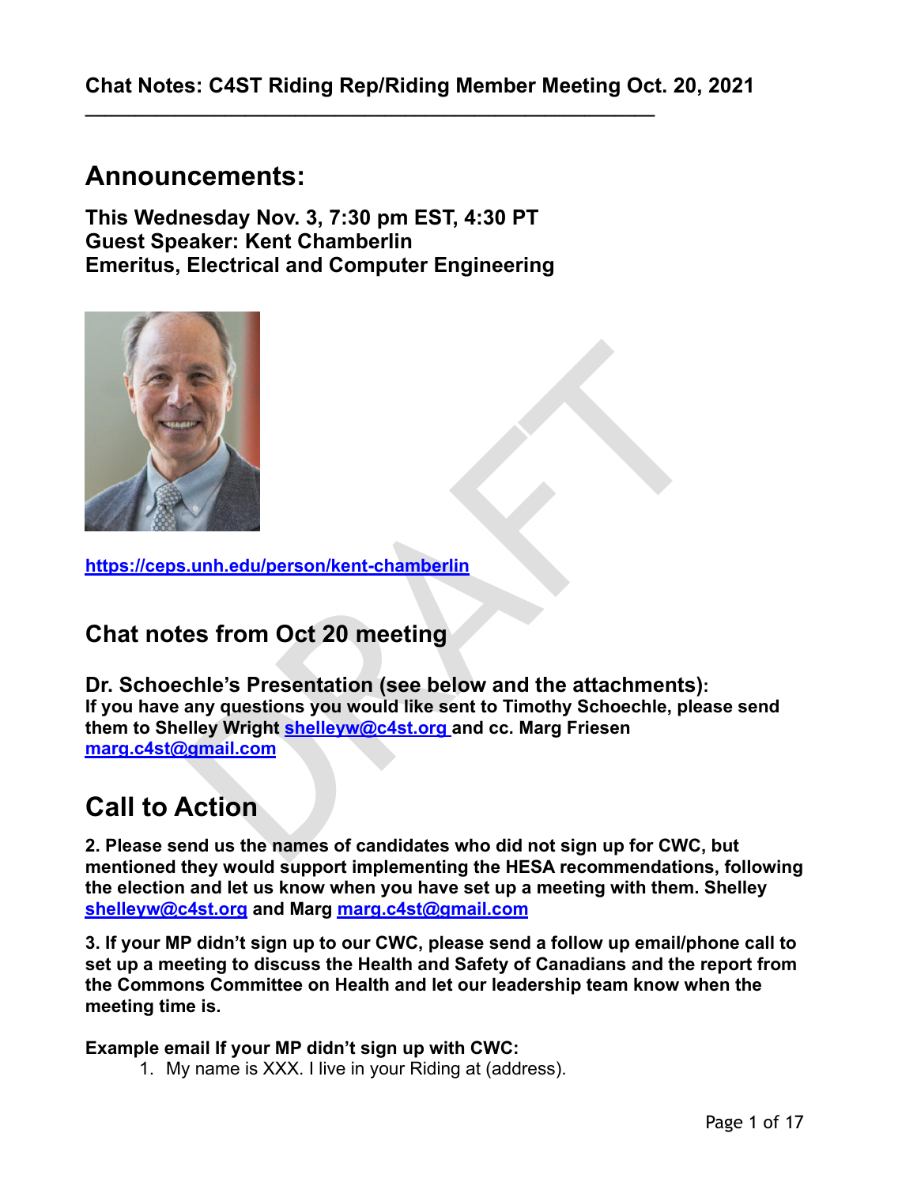**Chat Notes: C4ST Riding Rep/Riding Member Meeting Oct. 20, 2021**

---

# Announcements:

**This Wednesday Nov. 3, 7:30 pm EST, 4:30 PT**
**Guest Speaker: Kent Chamberlin**
**Emeritus, Electrical and Computer Engineering**

**https://ceps.unh.edu/person/kent-chamberlin**

## Chat notes from Oct 20 meeting

### Dr. Schoechle's Presentation (see below and the attachments):

**If you have any questions you would like sent to Timothy Schoechle, please send them to Shelley Wright shelleyw@c4st.org and cc. Marg Friesen marg.c4st@gmail.com**

# Call to Action

**2. Please send us the names of candidates who did not sign up for CWC, but mentioned they would support implementing the HESA recommendations, following the election and let us know when you have set up a meeting with them. Shelley shelleyw@c4st.org and Marg marg.c4st@gmail.com**

**3. If your MP didn't sign up to our CWC, please send a follow up email/phone call to set up a meeting to discuss the Health and Safety of Canadians and the report from the Commons Committee on Health and let our leadership team know when the meeting time is.**

**Example email If your MP didn't sign up with CWC:**

1. My name is XXX. I live in your Riding at (address).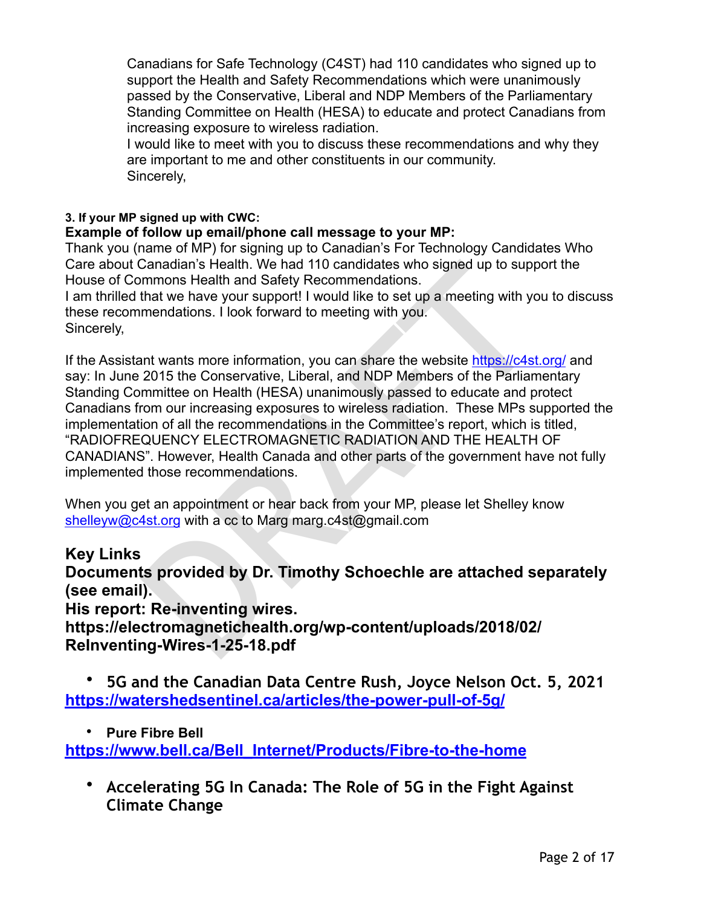Canadians for Safe Technology (C4ST) had 110 candidates who signed up to support the Health and Safety Recommendations which were unanimously passed by the Conservative, Liberal and NDP Members of the Parliamentary Standing Committee on Health (HESA) to educate and protect Canadians from increasing exposure to wireless radiation.
I would like to meet with you to discuss these recommendations and why they are important to me and other constituents in our community.
Sincerely,

**3. If your MP signed up with CWC:**

**Example of follow up email/phone call message to your MP:**

Thank you (name of MP) for signing up to Canadian's For Technology Candidates Who Care about Canadian's Health. We had 110 candidates who signed up to support the House of Commons Health and Safety Recommendations.
I am thrilled that we have your support! I would like to set up a meeting with you to discuss these recommendations. I look forward to meeting with you.
Sincerely,

If the Assistant wants more information, you can share the website https://c4st.org/ and say: In June 2015 the Conservative, Liberal, and NDP Members of the Parliamentary Standing Committee on Health (HESA) unanimously passed to educate and protect Canadians from our increasing exposures to wireless radiation. These MPs supported the implementation of all the recommendations in the Committee's report, which is titled, "RADIOFREQUENCY ELECTROMAGNETIC RADIATION AND THE HEALTH OF CANADIANS". However, Health Canada and other parts of the government have not fully implemented those recommendations.

When you get an appointment or hear back from your MP, please let Shelley know shelleyw@c4st.org with a cc to Marg marg.c4st@gmail.com

**Key Links**
**Documents provided by Dr. Timothy Schoechle are attached separately (see email).**
**His report: Re-inventing wires.**
**https://electromagnetichealth.org/wp-content/uploads/2018/02/ReInventing-Wires-1-25-18.pdf**

- **5G and the Canadian Data Centre Rush, Joyce Nelson Oct. 5, 2021**
  **https://watershedsentinel.ca/articles/the-power-pull-of-5g/**
- **Pure Fibre Bell**
  **https://www.bell.ca/Bell_Internet/Products/Fibre-to-the-home**
- **Accelerating 5G In Canada: The Role of 5G in the Fight Against Climate Change**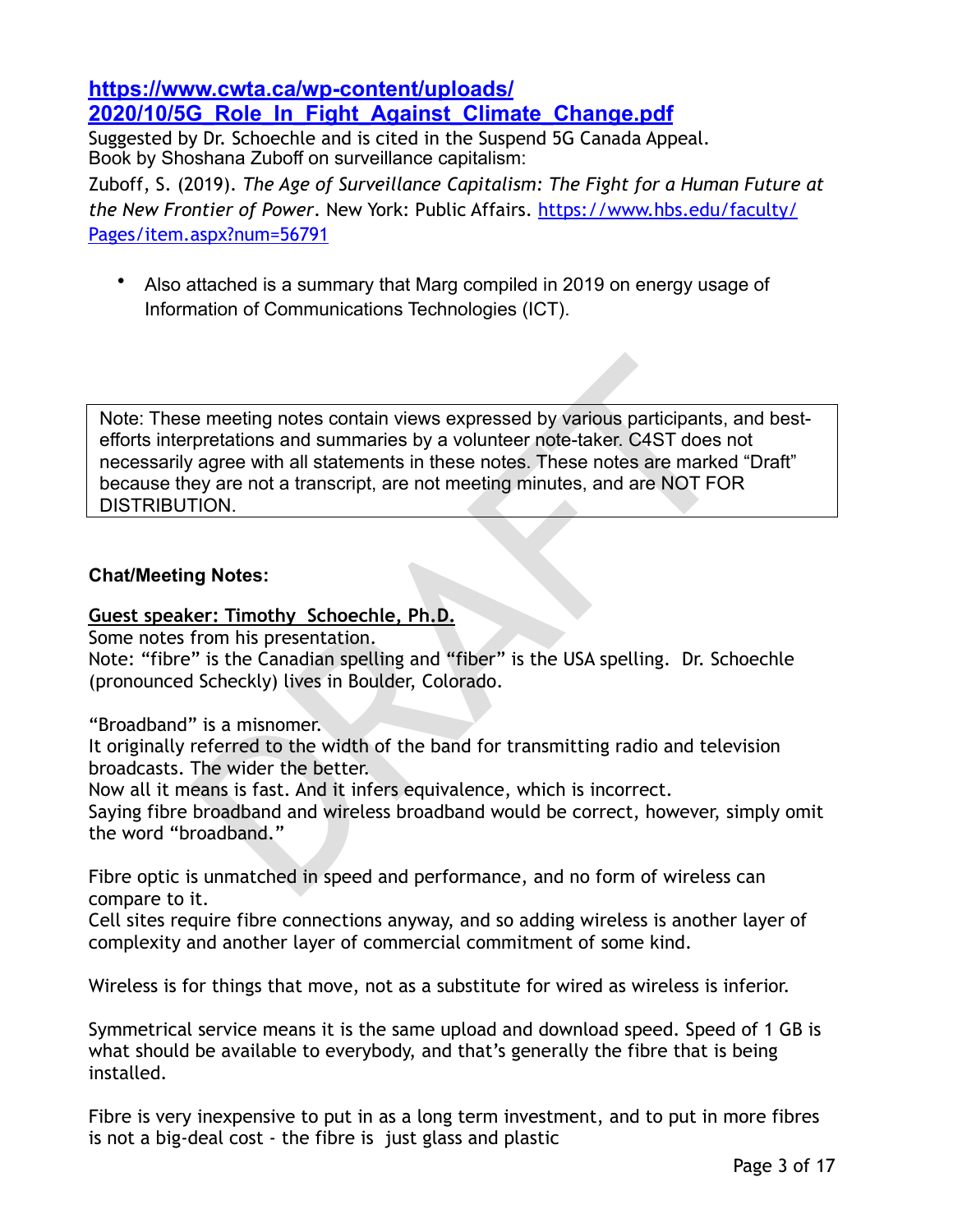**[https://www.cwta.ca/wp-content/uploads/2020/10/5G_Role_In_Fight_Against_Climate_Change.pdf](https://www.cwta.ca/wp-content/uploads/2020/10/5G_Role_In_Fight_Against_Climate_Change.pdf)**

Suggested by Dr. Schoechle and is cited in the Suspend 5G Canada Appeal.
Book by Shoshana Zuboff on surveillance capitalism:

Zuboff, S. (2019). *The Age of Surveillance Capitalism: The Fight for a Human Future at the New Frontier of Power*. New York: Public Affairs. [https://www.hbs.edu/faculty/Pages/item.aspx?num=56791](https://www.hbs.edu/faculty/Pages/item.aspx?num=56791)

- Also attached is a summary that Marg compiled in 2019 on energy usage of Information of Communications Technologies (ICT).

> Note: These meeting notes contain views expressed by various participants, and best-efforts interpretations and summaries by a volunteer note-taker. C4ST does not necessarily agree with all statements in these notes. These notes are marked "Draft" because they are not a transcript, are not meeting minutes, and are NOT FOR DISTRIBUTION.

**Chat/Meeting Notes:**

**Guest speaker: Timothy Schoechle, Ph.D.**

Some notes from his presentation.
Note: "fibre" is the Canadian spelling and "fiber" is the USA spelling. Dr. Schoechle (pronounced Scheckly) lives in Boulder, Colorado.

"Broadband" is a misnomer.
It originally referred to the width of the band for transmitting radio and television broadcasts. The wider the better.
Now all it means is fast. And it infers equivalence, which is incorrect.
Saying fibre broadband and wireless broadband would be correct, however, simply omit the word "broadband."

Fibre optic is unmatched in speed and performance, and no form of wireless can compare to it.
Cell sites require fibre connections anyway, and so adding wireless is another layer of complexity and another layer of commercial commitment of some kind.

Wireless is for things that move, not as a substitute for wired as wireless is inferior.

Symmetrical service means it is the same upload and download speed. Speed of 1 GB is what should be available to everybody, and that's generally the fibre that is being installed.

Fibre is very inexpensive to put in as a long term investment, and to put in more fibres is not a big-deal cost - the fibre is just glass and plastic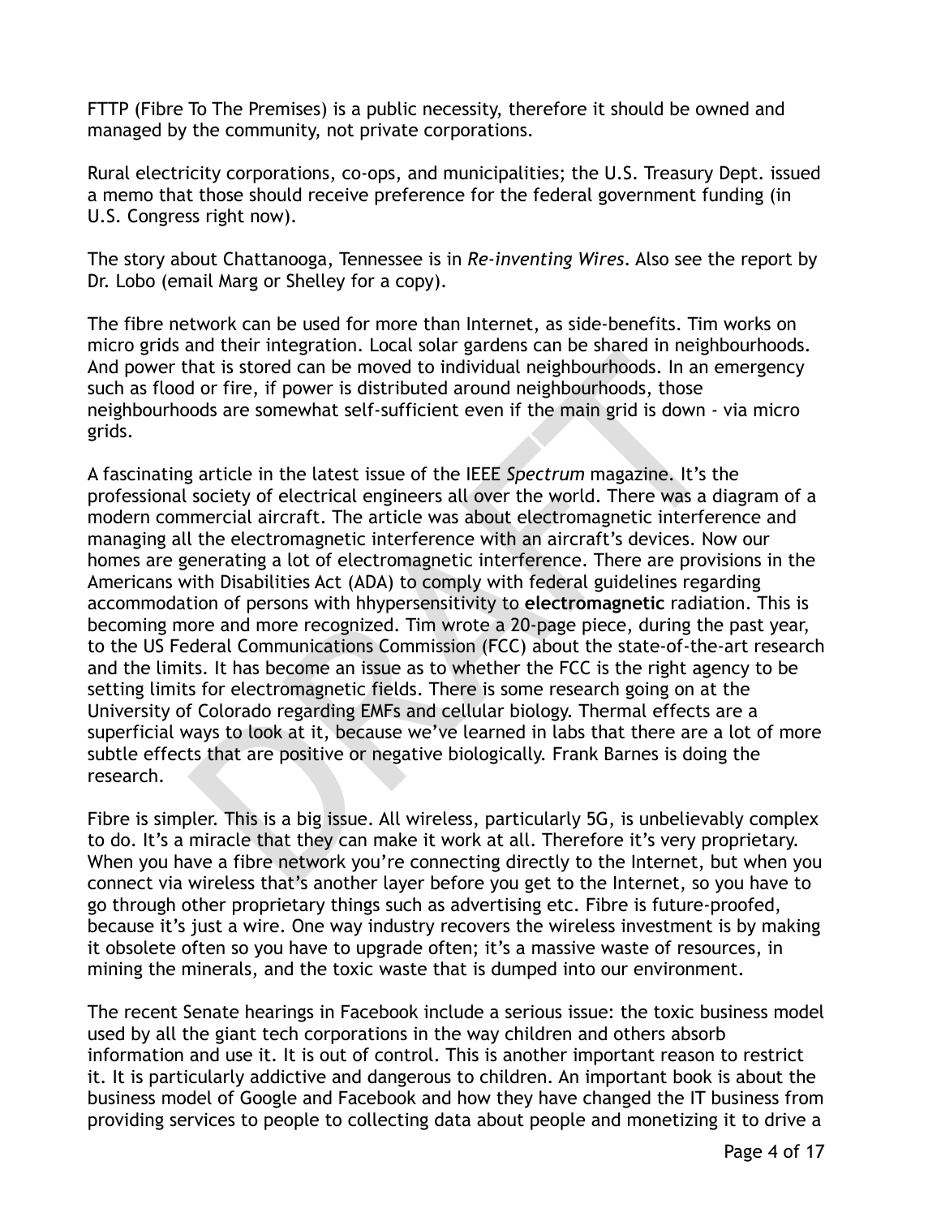FTTP (Fibre To The Premises) is a public necessity, therefore it should be owned and managed by the community, not private corporations.

Rural electricity corporations, co-ops, and municipalities; the U.S. Treasury Dept. issued a memo that those should receive preference for the federal government funding (in U.S. Congress right now).

The story about Chattanooga, Tennessee is in *Re-inventing Wires*. Also see the report by Dr. Lobo (email Marg or Shelley for a copy).

The fibre network can be used for more than Internet, as side-benefits. Tim works on micro grids and their integration. Local solar gardens can be shared in neighbourhoods. And power that is stored can be moved to individual neighbourhoods. In an emergency such as flood or fire, if power is distributed around neighbourhoods, those neighbourhoods are somewhat self-sufficient even if the main grid is down - via micro grids.

A fascinating article in the latest issue of the IEEE *Spectrum* magazine. It's the professional society of electrical engineers all over the world. There was a diagram of a modern commercial aircraft. The article was about electromagnetic interference and managing all the electromagnetic interference with an aircraft's devices. Now our homes are generating a lot of electromagnetic interference. There are provisions in the Americans with Disabilities Act (ADA) to comply with federal guidelines regarding accommodation of persons with hhypersensitivity to **electromagnetic** radiation. This is becoming more and more recognized. Tim wrote a 20-page piece, during the past year, to the US Federal Communications Commission (FCC) about the state-of-the-art research and the limits. It has become an issue as to whether the FCC is the right agency to be setting limits for electromagnetic fields. There is some research going on at the University of Colorado regarding EMFs and cellular biology. Thermal effects are a superficial ways to look at it, because we've learned in labs that there are a lot of more subtle effects that are positive or negative biologically. Frank Barnes is doing the research.

Fibre is simpler. This is a big issue. All wireless, particularly 5G, is unbelievably complex to do. It's a miracle that they can make it work at all. Therefore it's very proprietary. When you have a fibre network you're connecting directly to the Internet, but when you connect via wireless that's another layer before you get to the Internet, so you have to go through other proprietary things such as advertising etc. Fibre is future-proofed, because it's just a wire. One way industry recovers the wireless investment is by making it obsolete often so you have to upgrade often; it's a massive waste of resources, in mining the minerals, and the toxic waste that is dumped into our environment.

The recent Senate hearings in Facebook include a serious issue: the toxic business model used by all the giant tech corporations in the way children and others absorb information and use it. It is out of control. This is another important reason to restrict it. It is particularly addictive and dangerous to children. An important book is about the business model of Google and Facebook and how they have changed the IT business from providing services to people to collecting data about people and monetizing it to drive a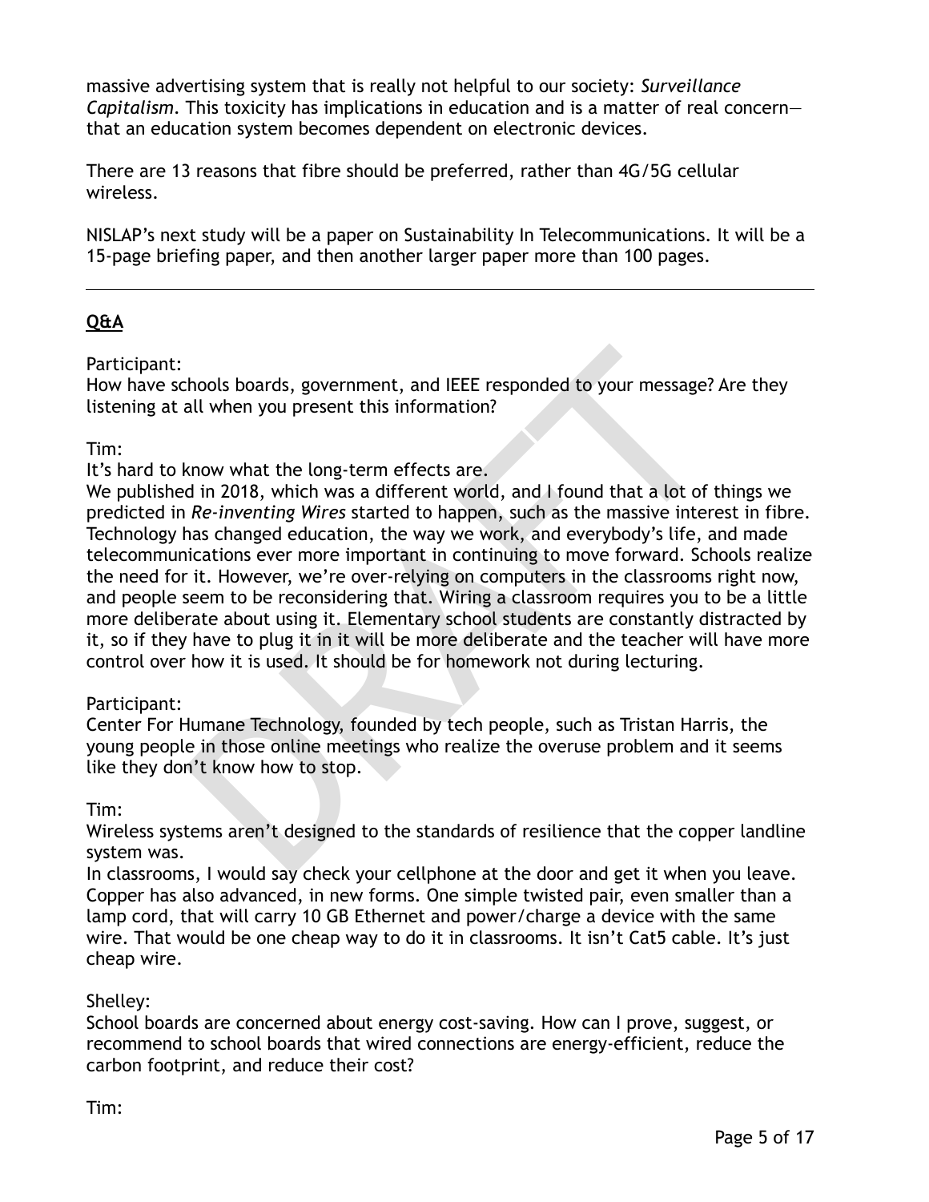massive advertising system that is really not helpful to our society: *Surveillance Capitalism*. This toxicity has implications in education and is a matter of real concern—that an education system becomes dependent on electronic devices.

There are 13 reasons that fibre should be preferred, rather than 4G/5G cellular wireless.

NISLAP's next study will be a paper on Sustainability In Telecommunications. It will be a 15-page briefing paper, and then another larger paper more than 100 pages.

---

**Q&A**

Participant:
How have schools boards, government, and IEEE responded to your message? Are they listening at all when you present this information?

Tim:
It's hard to know what the long-term effects are.
We published in 2018, which was a different world, and I found that a lot of things we predicted in *Re-inventing Wires* started to happen, such as the massive interest in fibre. Technology has changed education, the way we work, and everybody's life, and made telecommunications ever more important in continuing to move forward. Schools realize the need for it. However, we're over-relying on computers in the classrooms right now, and people seem to be reconsidering that. Wiring a classroom requires you to be a little more deliberate about using it. Elementary school students are constantly distracted by it, so if they have to plug it in it will be more deliberate and the teacher will have more control over how it is used. It should be for homework not during lecturing.

Participant:
Center For Humane Technology, founded by tech people, such as Tristan Harris, the young people in those online meetings who realize the overuse problem and it seems like they don't know how to stop.

Tim:
Wireless systems aren't designed to the standards of resilience that the copper landline system was.
In classrooms, I would say check your cellphone at the door and get it when you leave. Copper has also advanced, in new forms. One simple twisted pair, even smaller than a lamp cord, that will carry 10 GB Ethernet and power/charge a device with the same wire. That would be one cheap way to do it in classrooms. It isn't Cat5 cable. It's just cheap wire.

Shelley:
School boards are concerned about energy cost-saving. How can I prove, suggest, or recommend to school boards that wired connections are energy-efficient, reduce the carbon footprint, and reduce their cost?

Tim: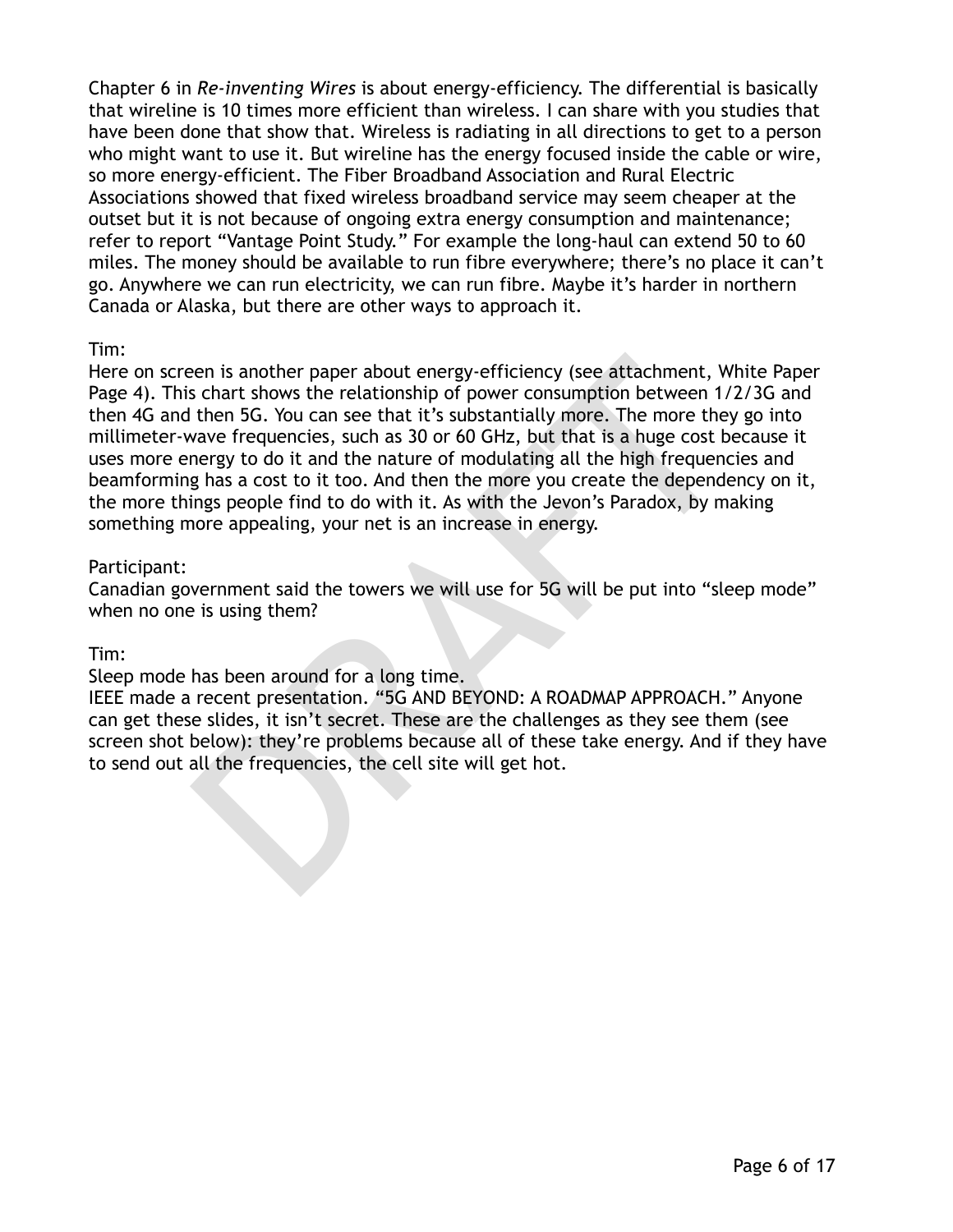Chapter 6 in *Re-inventing Wires* is about energy-efficiency. The differential is basically that wireline is 10 times more efficient than wireless. I can share with you studies that have been done that show that. Wireless is radiating in all directions to get to a person who might want to use it. But wireline has the energy focused inside the cable or wire, so more energy-efficient. The Fiber Broadband Association and Rural Electric Associations showed that fixed wireless broadband service may seem cheaper at the outset but it is not because of ongoing extra energy consumption and maintenance; refer to report "Vantage Point Study." For example the long-haul can extend 50 to 60 miles. The money should be available to run fibre everywhere; there's no place it can't go. Anywhere we can run electricity, we can run fibre. Maybe it's harder in northern Canada or Alaska, but there are other ways to approach it.

Tim:
Here on screen is another paper about energy-efficiency (see attachment, White Paper Page 4). This chart shows the relationship of power consumption between 1/2/3G and then 4G and then 5G. You can see that it's substantially more. The more they go into millimeter-wave frequencies, such as 30 or 60 GHz, but that is a huge cost because it uses more energy to do it and the nature of modulating all the high frequencies and beamforming has a cost to it too. And then the more you create the dependency on it, the more things people find to do with it. As with the Jevon's Paradox, by making something more appealing, your net is an increase in energy.

Participant:
Canadian government said the towers we will use for 5G will be put into "sleep mode" when no one is using them?

Tim:
Sleep mode has been around for a long time.
IEEE made a recent presentation. "5G AND BEYOND: A ROADMAP APPROACH." Anyone can get these slides, it isn't secret. These are the challenges as they see them (see screen shot below): they're problems because all of these take energy. And if they have to send out all the frequencies, the cell site will get hot.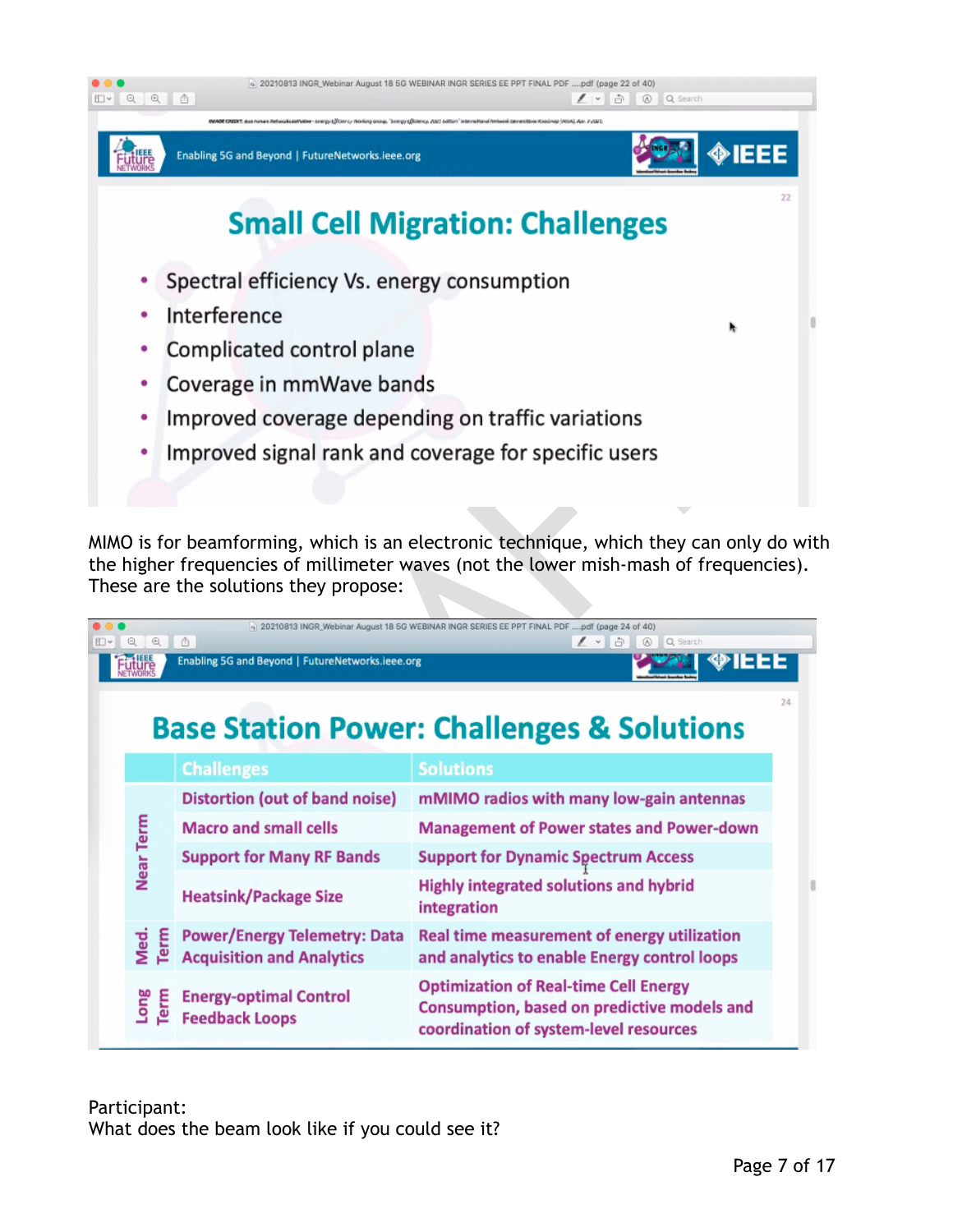## Small Cell Migration: Challenges

- Spectral efficiency Vs. energy consumption
- Interference
- Complicated control plane
- Coverage in mmWave bands
- Improved coverage depending on traffic variations
- Improved signal rank and coverage for specific users

MIMO is for beamforming, which is an electronic technique, which they can only do with the higher frequencies of millimeter waves (not the lower mish-mash of frequencies). These are the solutions they propose:

## Base Station Power: Challenges & Solutions

| | Challenges | Solutions |
|---|---|---|
| Near Term | Distortion (out of band noise) | mMIMO radios with many low-gain antennas |
| Near Term | Macro and small cells | Management of Power states and Power-down |
| Near Term | Support for Many RF Bands | Support for Dynamic Spectrum Access |
| Near Term | Heatsink/Package Size | Highly integrated solutions and hybrid integration |
| Med. Term | Power/Energy Telemetry: Data Acquisition and Analytics | Real time measurement of energy utilization and analytics to enable Energy control loops |
| Long Term | Energy-optimal Control Feedback Loops | Optimization of Real-time Cell Energy Consumption, based on predictive models and coordination of system-level resources |

Participant:
What does the beam look like if you could see it?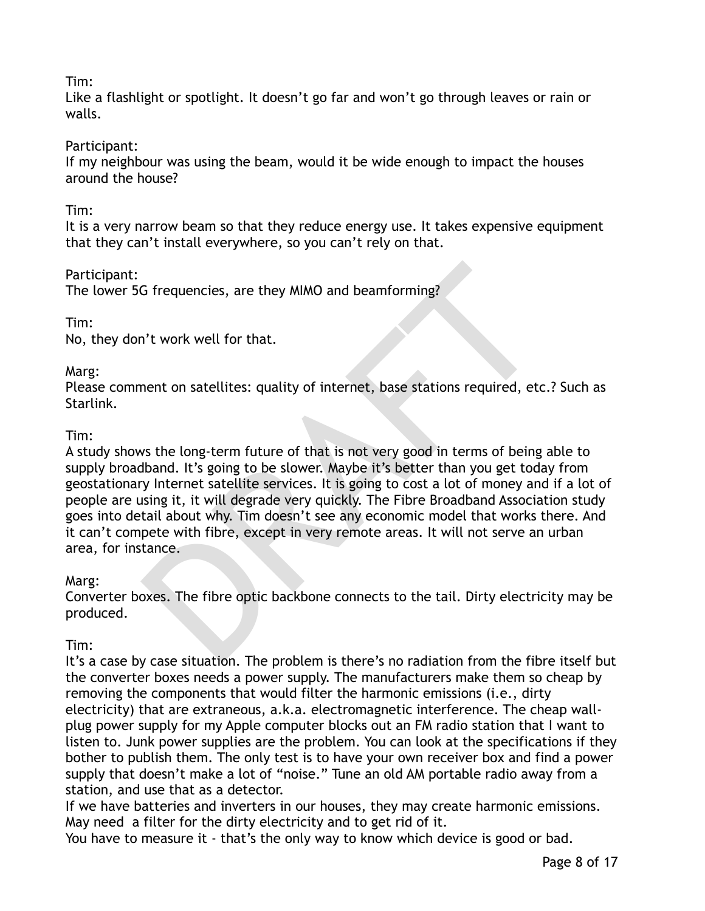Tim:
Like a flashlight or spotlight. It doesn't go far and won't go through leaves or rain or walls.

Participant:
If my neighbour was using the beam, would it be wide enough to impact the houses around the house?

Tim:
It is a very narrow beam so that they reduce energy use. It takes expensive equipment that they can't install everywhere, so you can't rely on that.

Participant:
The lower 5G frequencies, are they MIMO and beamforming?

Tim:
No, they don't work well for that.

Marg:
Please comment on satellites: quality of internet, base stations required, etc.? Such as Starlink.

Tim:
A study shows the long-term future of that is not very good in terms of being able to supply broadband. It's going to be slower. Maybe it's better than you get today from geostationary Internet satellite services. It is going to cost a lot of money and if a lot of people are using it, it will degrade very quickly. The Fibre Broadband Association study goes into detail about why. Tim doesn't see any economic model that works there. And it can't compete with fibre, except in very remote areas. It will not serve an urban area, for instance.

Marg:
Converter boxes. The fibre optic backbone connects to the tail. Dirty electricity may be produced.

Tim:
It's a case by case situation. The problem is there's no radiation from the fibre itself but the converter boxes needs a power supply. The manufacturers make them so cheap by removing the components that would filter the harmonic emissions (i.e., dirty electricity) that are extraneous, a.k.a. electromagnetic interference. The cheap wall-plug power supply for my Apple computer blocks out an FM radio station that I want to listen to. Junk power supplies are the problem. You can look at the specifications if they bother to publish them. The only test is to have your own receiver box and find a power supply that doesn't make a lot of "noise." Tune an old AM portable radio away from a station, and use that as a detector.
If we have batteries and inverters in our houses, they may create harmonic emissions. May need a filter for the dirty electricity and to get rid of it.
You have to measure it - that's the only way to know which device is good or bad.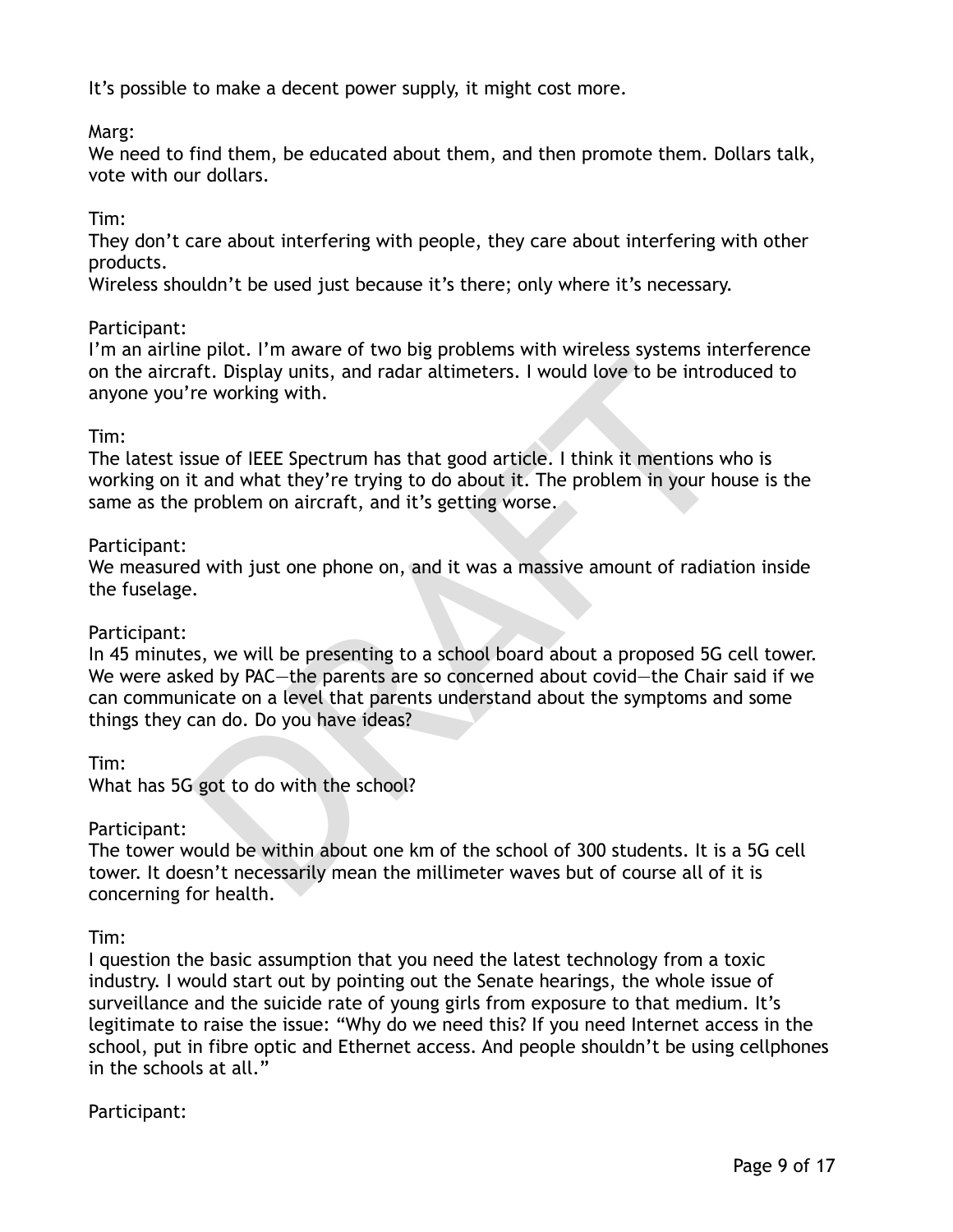It's possible to make a decent power supply, it might cost more.

Marg:
We need to find them, be educated about them, and then promote them. Dollars talk, vote with our dollars.

Tim:
They don't care about interfering with people, they care about interfering with other products.
Wireless shouldn't be used just because it's there; only where it's necessary.

Participant:
I'm an airline pilot. I'm aware of two big problems with wireless systems interference on the aircraft. Display units, and radar altimeters. I would love to be introduced to anyone you're working with.

Tim:
The latest issue of IEEE Spectrum has that good article. I think it mentions who is working on it and what they're trying to do about it. The problem in your house is the same as the problem on aircraft, and it's getting worse.

Participant:
We measured with just one phone on, and it was a massive amount of radiation inside the fuselage.

Participant:
In 45 minutes, we will be presenting to a school board about a proposed 5G cell tower. We were asked by PAC—the parents are so concerned about covid—the Chair said if we can communicate on a level that parents understand about the symptoms and some things they can do. Do you have ideas?

Tim:
What has 5G got to do with the school?

Participant:
The tower would be within about one km of the school of 300 students. It is a 5G cell tower. It doesn't necessarily mean the millimeter waves but of course all of it is concerning for health.

Tim:
I question the basic assumption that you need the latest technology from a toxic industry. I would start out by pointing out the Senate hearings, the whole issue of surveillance and the suicide rate of young girls from exposure to that medium. It's legitimate to raise the issue: "Why do we need this? If you need Internet access in the school, put in fibre optic and Ethernet access. And people shouldn't be using cellphones in the schools at all."

Participant: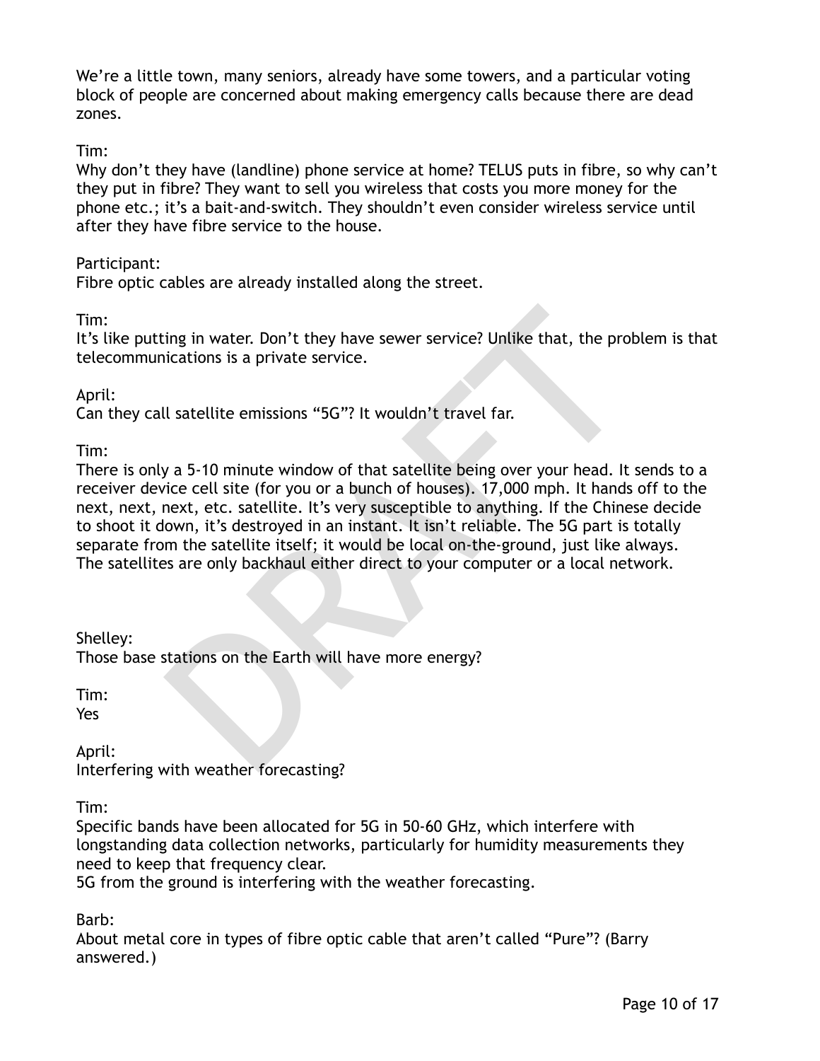We're a little town, many seniors, already have some towers, and a particular voting block of people are concerned about making emergency calls because there are dead zones.

Tim:
Why don't they have (landline) phone service at home? TELUS puts in fibre, so why can't they put in fibre? They want to sell you wireless that costs you more money for the phone etc.; it's a bait-and-switch. They shouldn't even consider wireless service until after they have fibre service to the house.

Participant:
Fibre optic cables are already installed along the street.

Tim:
It's like putting in water. Don't they have sewer service? Unlike that, the problem is that telecommunications is a private service.

April:
Can they call satellite emissions "5G"? It wouldn't travel far.

Tim:
There is only a 5-10 minute window of that satellite being over your head. It sends to a receiver device cell site (for you or a bunch of houses). 17,000 mph. It hands off to the next, next, next, etc. satellite. It's very susceptible to anything. If the Chinese decide to shoot it down, it's destroyed in an instant. It isn't reliable. The 5G part is totally separate from the satellite itself; it would be local on-the-ground, just like always. The satellites are only backhaul either direct to your computer or a local network.

Shelley:
Those base stations on the Earth will have more energy?

Tim:
Yes

April:
Interfering with weather forecasting?

Tim:
Specific bands have been allocated for 5G in 50-60 GHz, which interfere with longstanding data collection networks, particularly for humidity measurements they need to keep that frequency clear.
5G from the ground is interfering with the weather forecasting.

Barb:
About metal core in types of fibre optic cable that aren't called "Pure"? (Barry answered.)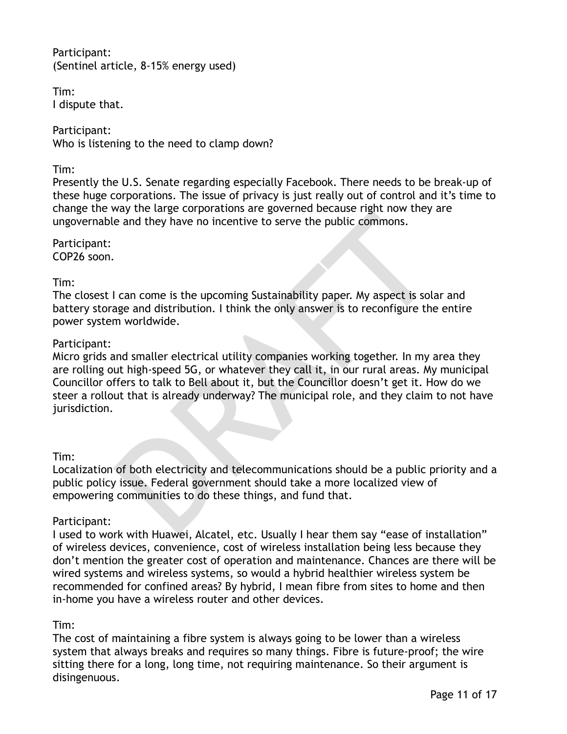Participant:
(Sentinel article, 8-15% energy used)

Tim:
I dispute that.

Participant:
Who is listening to the need to clamp down?

Tim:
Presently the U.S. Senate regarding especially Facebook. There needs to be break-up of these huge corporations. The issue of privacy is just really out of control and it's time to change the way the large corporations are governed because right now they are ungovernable and they have no incentive to serve the public commons.

Participant:
COP26 soon.

Tim:
The closest I can come is the upcoming Sustainability paper. My aspect is solar and battery storage and distribution. I think the only answer is to reconfigure the entire power system worldwide.

Participant:
Micro grids and smaller electrical utility companies working together. In my area they are rolling out high-speed 5G, or whatever they call it, in our rural areas. My municipal Councillor offers to talk to Bell about it, but the Councillor doesn't get it. How do we steer a rollout that is already underway? The municipal role, and they claim to not have jurisdiction.

Tim:
Localization of both electricity and telecommunications should be a public priority and a public policy issue. Federal government should take a more localized view of empowering communities to do these things, and fund that.

Participant:
I used to work with Huawei, Alcatel, etc. Usually I hear them say "ease of installation" of wireless devices, convenience, cost of wireless installation being less because they don't mention the greater cost of operation and maintenance. Chances are there will be wired systems and wireless systems, so would a hybrid healthier wireless system be recommended for confined areas? By hybrid, I mean fibre from sites to home and then in-home you have a wireless router and other devices.

Tim:
The cost of maintaining a fibre system is always going to be lower than a wireless system that always breaks and requires so many things. Fibre is future-proof; the wire sitting there for a long, long time, not requiring maintenance. So their argument is disingenuous.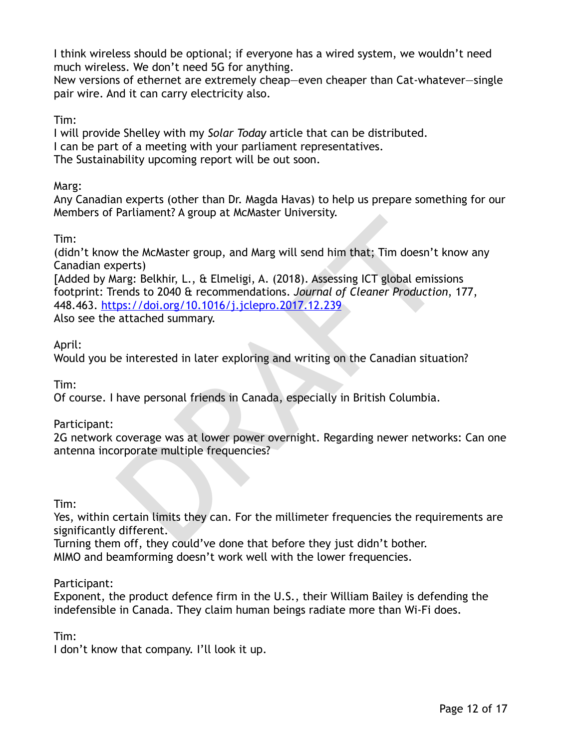I think wireless should be optional; if everyone has a wired system, we wouldn't need much wireless. We don't need 5G for anything.
New versions of ethernet are extremely cheap—even cheaper than Cat-whatever—single pair wire. And it can carry electricity also.

Tim:
I will provide Shelley with my *Solar Today* article that can be distributed.
I can be part of a meeting with your parliament representatives.
The Sustainability upcoming report will be out soon.

Marg:
Any Canadian experts (other than Dr. Magda Havas) to help us prepare something for our Members of Parliament? A group at McMaster University.

Tim:
(didn't know the McMaster group, and Marg will send him that; Tim doesn't know any Canadian experts)
[Added by Marg: Belkhir, L., & Elmeligi, A. (2018). Assessing ICT global emissions footprint: Trends to 2040 & recommendations. *Journal of Cleaner Production*, 177, 448.463. https://doi.org/10.1016/j.jclepro.2017.12.239
Also see the attached summary.

April:
Would you be interested in later exploring and writing on the Canadian situation?

Tim:
Of course. I have personal friends in Canada, especially in British Columbia.

Participant:
2G network coverage was at lower power overnight. Regarding newer networks: Can one antenna incorporate multiple frequencies?

Tim:
Yes, within certain limits they can. For the millimeter frequencies the requirements are significantly different.
Turning them off, they could've done that before they just didn't bother.
MIMO and beamforming doesn't work well with the lower frequencies.

Participant:
Exponent, the product defence firm in the U.S., their William Bailey is defending the indefensible in Canada. They claim human beings radiate more than Wi-Fi does.

Tim:
I don't know that company. I'll look it up.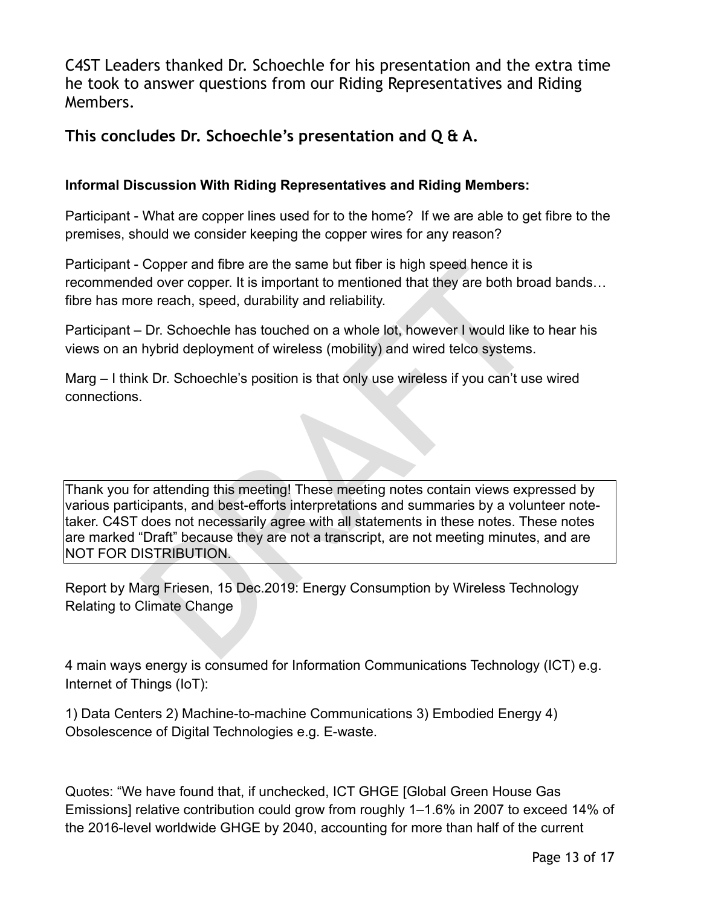C4ST Leaders thanked Dr. Schoechle for his presentation and the extra time he took to answer questions from our Riding Representatives and Riding Members.

## This concludes Dr. Schoechle's presentation and Q & A.

**Informal Discussion With Riding Representatives and Riding Members:**

Participant - What are copper lines used for to the home? If we are able to get fibre to the premises, should we consider keeping the copper wires for any reason?

Participant - Copper and fibre are the same but fiber is high speed hence it is recommended over copper. It is important to mentioned that they are both broad bands… fibre has more reach, speed, durability and reliability.

Participant – Dr. Schoechle has touched on a whole lot, however I would like to hear his views on an hybrid deployment of wireless (mobility) and wired telco systems.

Marg – I think Dr. Schoechle's position is that only use wireless if you can't use wired connections.

Thank you for attending this meeting! These meeting notes contain views expressed by various participants, and best-efforts interpretations and summaries by a volunteer note-taker. C4ST does not necessarily agree with all statements in these notes. These notes are marked "Draft" because they are not a transcript, are not meeting minutes, and are NOT FOR DISTRIBUTION.

Report by Marg Friesen, 15 Dec.2019: Energy Consumption by Wireless Technology Relating to Climate Change

4 main ways energy is consumed for Information Communications Technology (ICT) e.g. Internet of Things (IoT):

1) Data Centers 2) Machine-to-machine Communications 3) Embodied Energy 4) Obsolescence of Digital Technologies e.g. E-waste.

Quotes: "We have found that, if unchecked, ICT GHGE [Global Green House Gas Emissions] relative contribution could grow from roughly 1–1.6% in 2007 to exceed 14% of the 2016-level worldwide GHGE by 2040, accounting for more than half of the current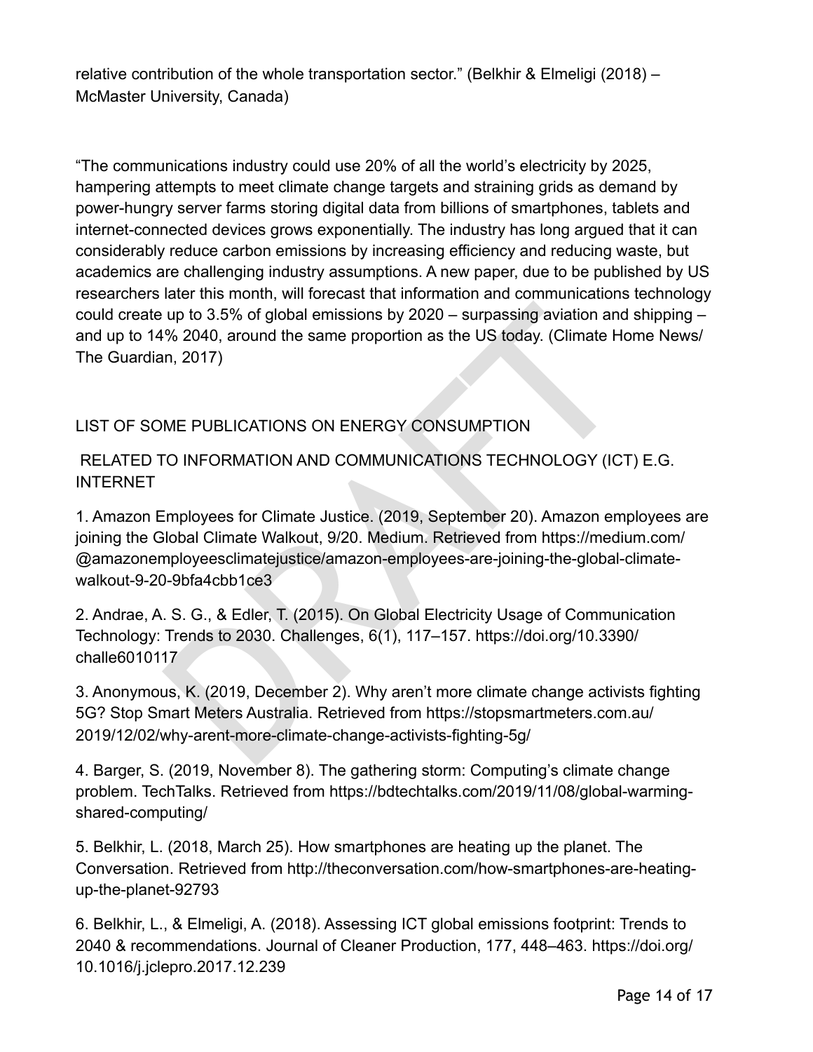relative contribution of the whole transportation sector." (Belkhir & Elmeligi (2018) – McMaster University, Canada)

"The communications industry could use 20% of all the world's electricity by 2025, hampering attempts to meet climate change targets and straining grids as demand by power-hungry server farms storing digital data from billions of smartphones, tablets and internet-connected devices grows exponentially. The industry has long argued that it can considerably reduce carbon emissions by increasing efficiency and reducing waste, but academics are challenging industry assumptions. A new paper, due to be published by US researchers later this month, will forecast that information and communications technology could create up to 3.5% of global emissions by 2020 – surpassing aviation and shipping – and up to 14% 2040, around the same proportion as the US today. (Climate Home News/ The Guardian, 2017)

LIST OF SOME PUBLICATIONS ON ENERGY CONSUMPTION

RELATED TO INFORMATION AND COMMUNICATIONS TECHNOLOGY (ICT) E.G. INTERNET

1. Amazon Employees for Climate Justice. (2019, September 20). Amazon employees are joining the Global Climate Walkout, 9/20. Medium. Retrieved from https://medium.com/@amazonemployeesclimatejustice/amazon-employees-are-joining-the-global-climate-walkout-9-20-9bfa4cbb1ce3

2. Andrae, A. S. G., & Edler, T. (2015). On Global Electricity Usage of Communication Technology: Trends to 2030. Challenges, 6(1), 117–157. https://doi.org/10.3390/challe6010117

3. Anonymous, K. (2019, December 2). Why aren't more climate change activists fighting 5G? Stop Smart Meters Australia. Retrieved from https://stopsmartmeters.com.au/2019/12/02/why-arent-more-climate-change-activists-fighting-5g/

4. Barger, S. (2019, November 8). The gathering storm: Computing's climate change problem. TechTalks. Retrieved from https://bdtechtalks.com/2019/11/08/global-warming-shared-computing/

5. Belkhir, L. (2018, March 25). How smartphones are heating up the planet. The Conversation. Retrieved from http://theconversation.com/how-smartphones-are-heating-up-the-planet-92793

6. Belkhir, L., & Elmeligi, A. (2018). Assessing ICT global emissions footprint: Trends to 2040 & recommendations. Journal of Cleaner Production, 177, 448–463. https://doi.org/10.1016/j.jclepro.2017.12.239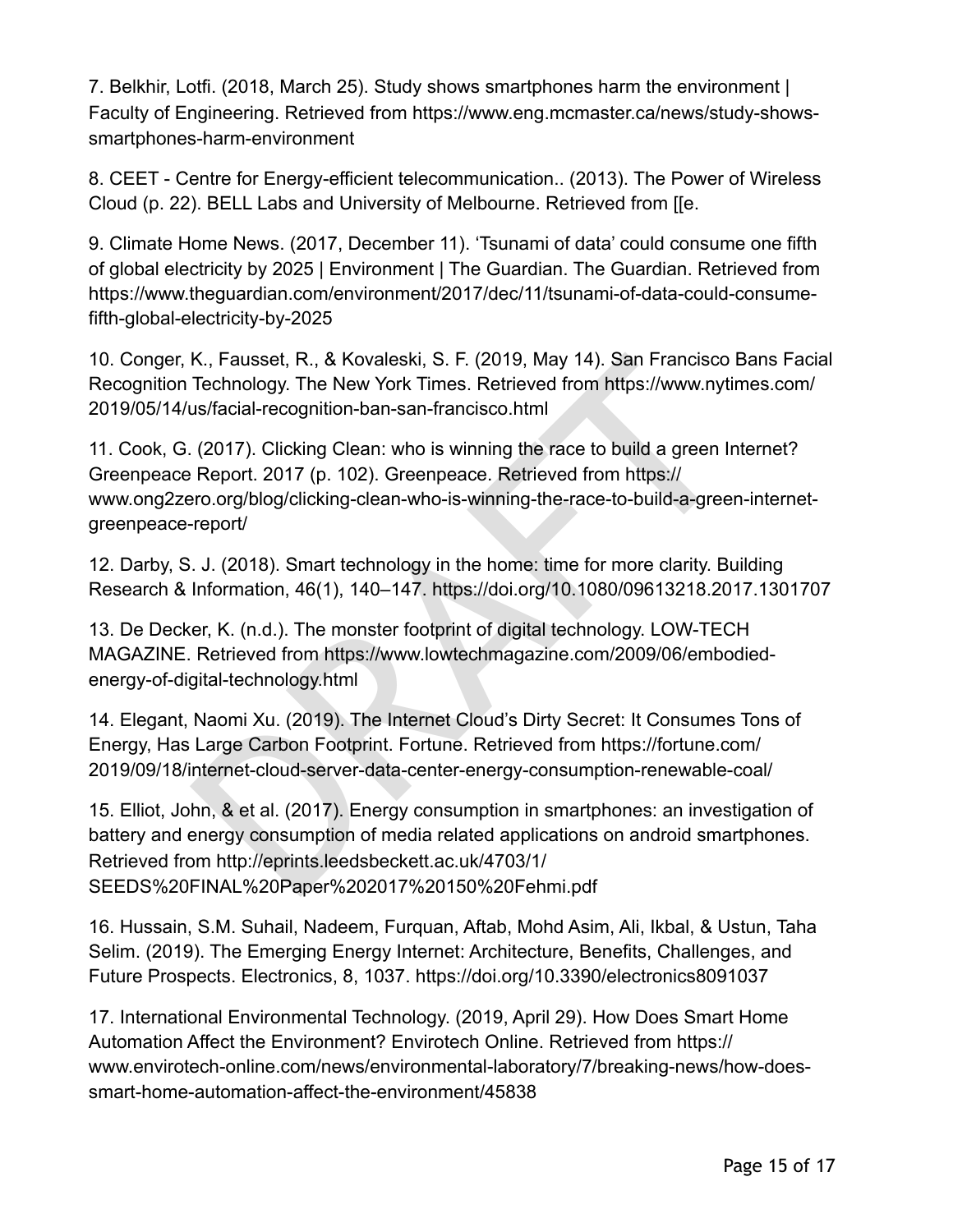7. Belkhir, Lotfi. (2018, March 25). Study shows smartphones harm the environment | Faculty of Engineering. Retrieved from https://www.eng.mcmaster.ca/news/study-shows-smartphones-harm-environment

8. CEET - Centre for Energy-efficient telecommunication.. (2013). The Power of Wireless Cloud (p. 22). BELL Labs and University of Melbourne. Retrieved from [[e.

9. Climate Home News. (2017, December 11). 'Tsunami of data' could consume one fifth of global electricity by 2025 | Environment | The Guardian. The Guardian. Retrieved from https://www.theguardian.com/environment/2017/dec/11/tsunami-of-data-could-consume-fifth-global-electricity-by-2025

10. Conger, K., Fausset, R., & Kovaleski, S. F. (2019, May 14). San Francisco Bans Facial Recognition Technology. The New York Times. Retrieved from https://www.nytimes.com/2019/05/14/us/facial-recognition-ban-san-francisco.html

11. Cook, G. (2017). Clicking Clean: who is winning the race to build a green Internet? Greenpeace Report. 2017 (p. 102). Greenpeace. Retrieved from https://www.ong2zero.org/blog/clicking-clean-who-is-winning-the-race-to-build-a-green-internet-greenpeace-report/

12. Darby, S. J. (2018). Smart technology in the home: time for more clarity. Building Research & Information, 46(1), 140–147. https://doi.org/10.1080/09613218.2017.1301707

13. De Decker, K. (n.d.). The monster footprint of digital technology. LOW-TECH MAGAZINE. Retrieved from https://www.lowtechmagazine.com/2009/06/embodied-energy-of-digital-technology.html

14. Elegant, Naomi Xu. (2019). The Internet Cloud's Dirty Secret: It Consumes Tons of Energy, Has Large Carbon Footprint. Fortune. Retrieved from https://fortune.com/2019/09/18/internet-cloud-server-data-center-energy-consumption-renewable-coal/

15. Elliot, John, & et al. (2017). Energy consumption in smartphones: an investigation of battery and energy consumption of media related applications on android smartphones. Retrieved from http://eprints.leedsbeckett.ac.uk/4703/1/SEEDS%20FINAL%20Paper%202017%20150%20Fehmi.pdf

16. Hussain, S.M. Suhail, Nadeem, Furquan, Aftab, Mohd Asim, Ali, Ikbal, & Ustun, Taha Selim. (2019). The Emerging Energy Internet: Architecture, Benefits, Challenges, and Future Prospects. Electronics, 8, 1037. https://doi.org/10.3390/electronics8091037

17. International Environmental Technology. (2019, April 29). How Does Smart Home Automation Affect the Environment? Envirotech Online. Retrieved from https://www.envirotech-online.com/news/environmental-laboratory/7/breaking-news/how-does-smart-home-automation-affect-the-environment/45838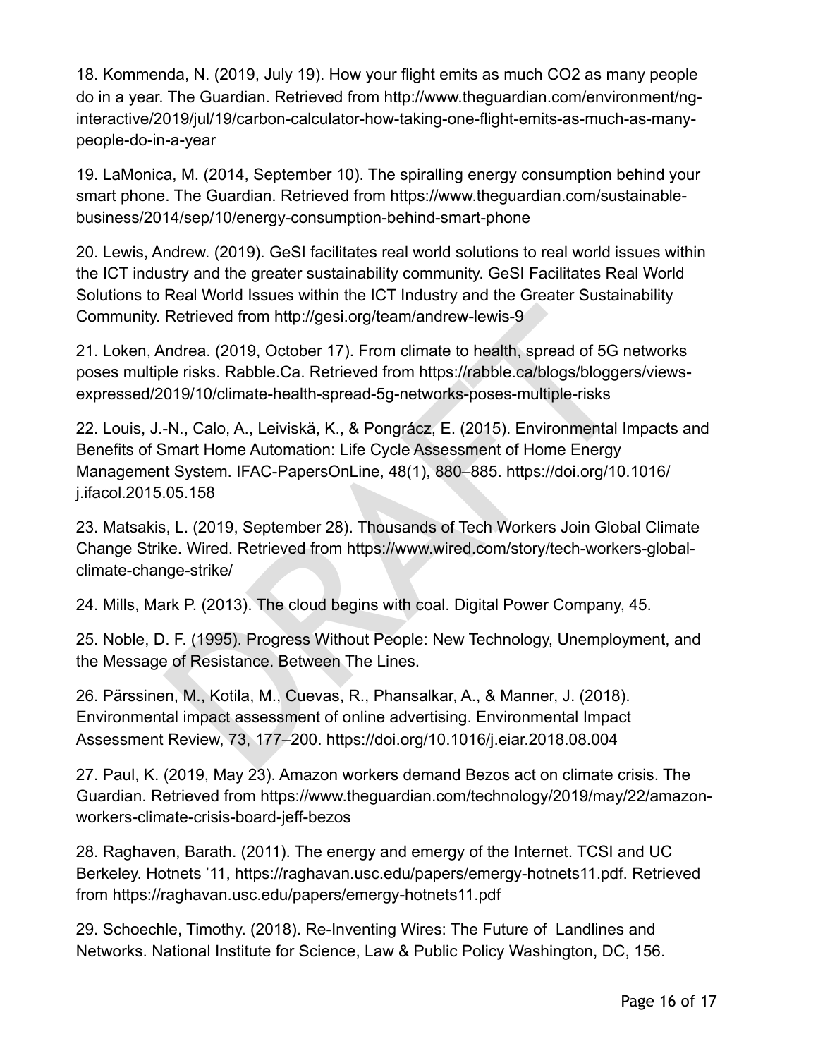18. Kommenda, N. (2019, July 19). How your flight emits as much CO2 as many people do in a year. The Guardian. Retrieved from http://www.theguardian.com/environment/ng-interactive/2019/jul/19/carbon-calculator-how-taking-one-flight-emits-as-much-as-many-people-do-in-a-year

19. LaMonica, M. (2014, September 10). The spiralling energy consumption behind your smart phone. The Guardian. Retrieved from https://www.theguardian.com/sustainable-business/2014/sep/10/energy-consumption-behind-smart-phone

20. Lewis, Andrew. (2019). GeSI facilitates real world solutions to real world issues within the ICT industry and the greater sustainability community. GeSI Facilitates Real World Solutions to Real World Issues within the ICT Industry and the Greater Sustainability Community. Retrieved from http://gesi.org/team/andrew-lewis-9

21. Loken, Andrea. (2019, October 17). From climate to health, spread of 5G networks poses multiple risks. Rabble.Ca. Retrieved from https://rabble.ca/blogs/bloggers/views-expressed/2019/10/climate-health-spread-5g-networks-poses-multiple-risks

22. Louis, J.-N., Calo, A., Leiviskä, K., & Pongrácz, E. (2015). Environmental Impacts and Benefits of Smart Home Automation: Life Cycle Assessment of Home Energy Management System. IFAC-PapersOnLine, 48(1), 880–885. https://doi.org/10.1016/j.ifacol.2015.05.158

23. Matsakis, L. (2019, September 28). Thousands of Tech Workers Join Global Climate Change Strike. Wired. Retrieved from https://www.wired.com/story/tech-workers-global-climate-change-strike/

24. Mills, Mark P. (2013). The cloud begins with coal. Digital Power Company, 45.

25. Noble, D. F. (1995). Progress Without People: New Technology, Unemployment, and the Message of Resistance. Between The Lines.

26. Pärssinen, M., Kotila, M., Cuevas, R., Phansalkar, A., & Manner, J. (2018). Environmental impact assessment of online advertising. Environmental Impact Assessment Review, 73, 177–200. https://doi.org/10.1016/j.eiar.2018.08.004

27. Paul, K. (2019, May 23). Amazon workers demand Bezos act on climate crisis. The Guardian. Retrieved from https://www.theguardian.com/technology/2019/may/22/amazon-workers-climate-crisis-board-jeff-bezos

28. Raghaven, Barath. (2011). The energy and emergy of the Internet. TCSI and UC Berkeley. Hotnets '11, https://raghavan.usc.edu/papers/emergy-hotnets11.pdf. Retrieved from https://raghavan.usc.edu/papers/emergy-hotnets11.pdf

29. Schoechle, Timothy. (2018). Re-Inventing Wires: The Future of Landlines and Networks. National Institute for Science, Law & Public Policy Washington, DC, 156.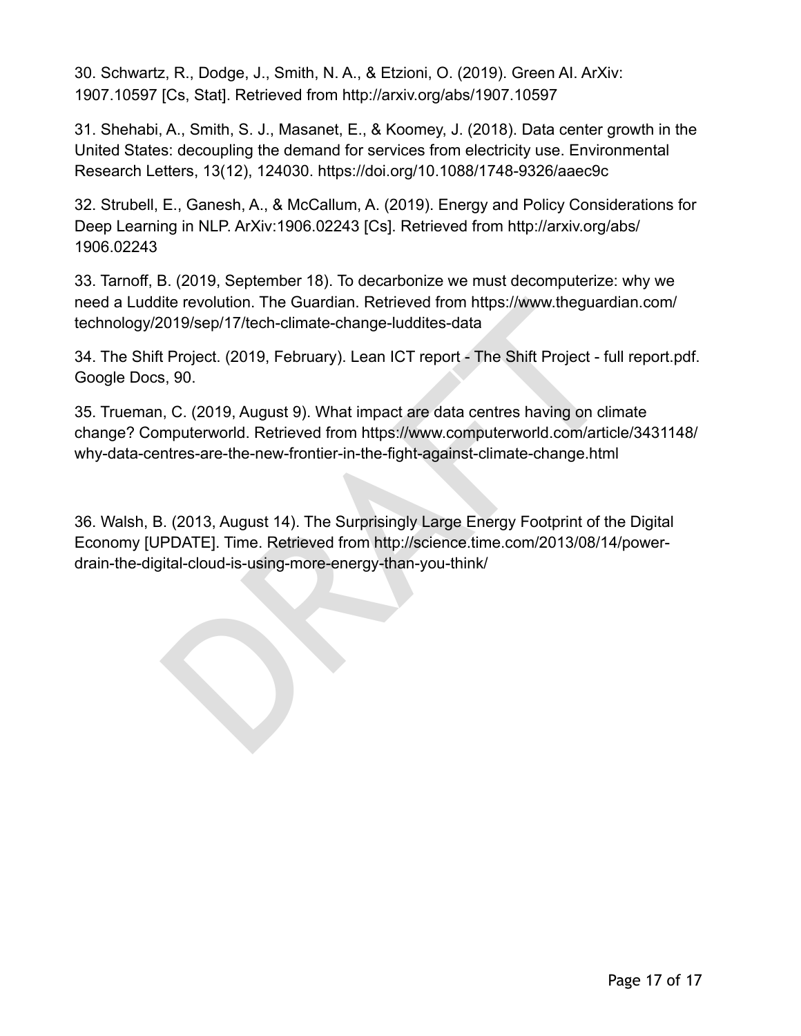30. Schwartz, R., Dodge, J., Smith, N. A., & Etzioni, O. (2019). Green AI. ArXiv: 1907.10597 [Cs, Stat]. Retrieved from http://arxiv.org/abs/1907.10597

31. Shehabi, A., Smith, S. J., Masanet, E., & Koomey, J. (2018). Data center growth in the United States: decoupling the demand for services from electricity use. Environmental Research Letters, 13(12), 124030. https://doi.org/10.1088/1748-9326/aaec9c

32. Strubell, E., Ganesh, A., & McCallum, A. (2019). Energy and Policy Considerations for Deep Learning in NLP. ArXiv:1906.02243 [Cs]. Retrieved from http://arxiv.org/abs/1906.02243

33. Tarnoff, B. (2019, September 18). To decarbonize we must decomputerize: why we need a Luddite revolution. The Guardian. Retrieved from https://www.theguardian.com/technology/2019/sep/17/tech-climate-change-luddites-data

34. The Shift Project. (2019, February). Lean ICT report - The Shift Project - full report.pdf. Google Docs, 90.

35. Trueman, C. (2019, August 9). What impact are data centres having on climate change? Computerworld. Retrieved from https://www.computerworld.com/article/3431148/why-data-centres-are-the-new-frontier-in-the-fight-against-climate-change.html

36. Walsh, B. (2013, August 14). The Surprisingly Large Energy Footprint of the Digital Economy [UPDATE]. Time. Retrieved from http://science.time.com/2013/08/14/power-drain-the-digital-cloud-is-using-more-energy-than-you-think/